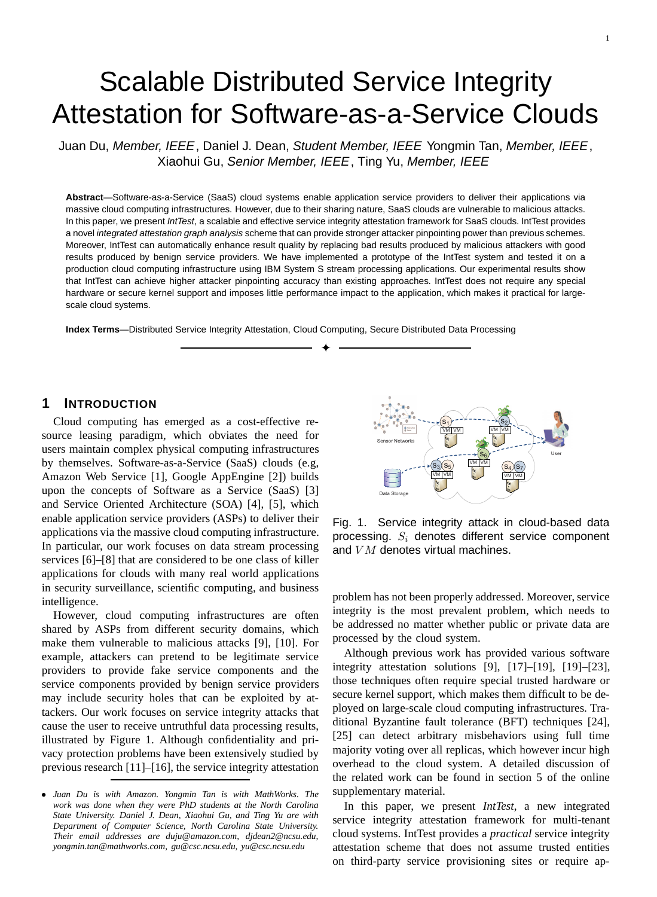// Scalable Distributed Service Integrity Attestation for Software-as-a-Service Clouds

Juan Du, *Member, IEEE*, Daniel J. Dean, *Student Member, IEEE* Yongmin Tan, *Member, IEEE*, Xiaohui Gu, *Senior Member, IEEE*, Ting Yu, *Member, IEEE*

**Abstract**—Software-as-a-Service (SaaS) cloud systems enable application service providers to deliver their applications via massive cloud computing infrastructures. However, due to their sharing nature, SaaS clouds are vulnerable to malicious attacks. In this paper, we present *IntTest*, a scalable and effective service integrity attestation framework for SaaS clouds. IntTest provides a novel *integrated attestation graph analysis* scheme that can provide stronger attacker pinpointing power than previous schemes. Moreover, IntTest can automatically enhance result quality by replacing bad results produced by malicious attackers with good results produced by benign service providers. We have implemented a prototype of the IntTest system and tested it on a production cloud computing infrastructure using IBM System S stream processing applications. Our experimental results show that IntTest can achieve higher attacker pinpointing accuracy than existing approaches. IntTest does not require any special hardware or secure kernel support and imposes little performance impact to the application, which makes it practical for large-scale cloud systems.

**Index Terms**—Distributed Service Integrity Attestation, Cloud Computing, Secure Distributed Data Processing

## 1 Introduction

Cloud computing has emerged as a cost-effective resource leasing paradigm, which obviates the need for users maintain complex physical computing infrastructures by themselves. Software-as-a-Service (SaaS) clouds (e.g, Amazon Web Service [1], Google AppEngine [2]) builds upon the concepts of Software as a Service (SaaS) [3] and Service Oriented Architecture (SOA) [4], [5], which enable application service providers (ASPs) to deliver their applications via the massive cloud computing infrastructure. In particular, our work focuses on data stream processing services [6]–[8] that are considered to be one class of killer applications for clouds with many real world applications in security surveillance, scientific computing, and business intelligence.

However, cloud computing infrastructures are often shared by ASPs from different security domains, which make them vulnerable to malicious attacks [9], [10]. For example, attackers can pretend to be legitimate service providers to provide fake service components and the service components provided by benign service providers may include security holes that can be exploited by attackers. Our work focuses on service integrity attacks that cause the user to receive untruthful data processing results, illustrated by Figure 1. Although confidentiality and privacy protection problems have been extensively studied by previous research [11]–[16], the service integrity attestation problem has not been properly addressed. Moreover, service integrity is the most prevalent problem, which needs to be addressed no matter whether public or private data are processed by the cloud system.

Fig. 1. Service integrity attack in cloud-based data processing. $S_i$ denotes different service component and $VM$ denotes virtual machines.

Although previous work has provided various software integrity attestation solutions [9], [17]–[19], [19]–[23], those techniques often require special trusted hardware or secure kernel support, which makes them difficult to be deployed on large-scale cloud computing infrastructures. Traditional Byzantine fault tolerance (BFT) techniques [24], [25] can detect arbitrary misbehaviors using full time majority voting over all replicas, which however incur high overhead to the cloud system. A detailed discussion of the related work can be found in section 5 of the online supplementary material.

In this paper, we present *IntTest*, a new integrated service integrity attestation framework for multi-tenant cloud systems. IntTest provides a *practical* service integrity attestation scheme that does not assume trusted entities on third-party service provisioning sites or require ap-

- *Juan Du is with Amazon. Yongmin Tan is with MathWorks. The work was done when they were PhD students at the North Carolina State University. Daniel J. Dean, Xiaohui Gu, and Ting Yu are with Department of Computer Science, North Carolina State University. Their email addresses are duju@amazon.com, djdean2@ncsu.edu, yongmin.tan@mathworks.com, gu@csc.ncsu.edu, yu@csc.ncsu.edu*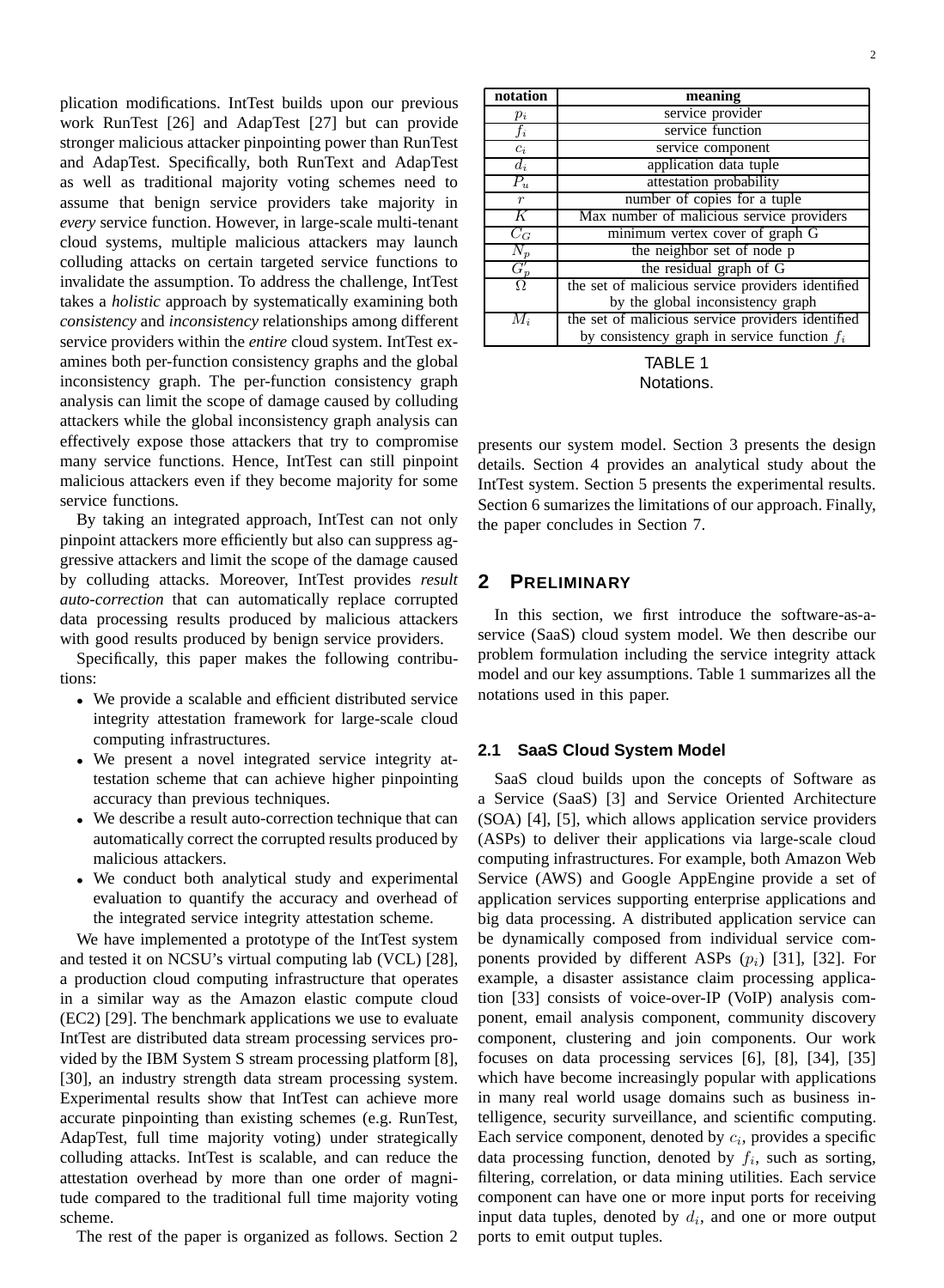plication modifications. IntTest builds upon our previous work RunTest [26] and AdapTest [27] but can provide stronger malicious attacker pinpointing power than RunTest and AdapTest. Specifically, both RunText and AdapTest as well as traditional majority voting schemes need to assume that benign service providers take majority in *every* service function. However, in large-scale multi-tenant cloud systems, multiple malicious attackers may launch colluding attacks on certain targeted service functions to invalidate the assumption. To address the challenge, IntTest takes a *holistic* approach by systematically examining both *consistency* and *inconsistency* relationships among different service providers within the *entire* cloud system. IntTest examines both per-function consistency graphs and the global inconsistency graph. The per-function consistency graph analysis can limit the scope of damage caused by colluding attackers while the global inconsistency graph analysis can effectively expose those attackers that try to compromise many service functions. Hence, IntTest can still pinpoint malicious attackers even if they become majority for some service functions.

By taking an integrated approach, IntTest can not only pinpoint attackers more efficiently but also can suppress aggressive attackers and limit the scope of the damage caused by colluding attacks. Moreover, IntTest provides *result auto-correction* that can automatically replace corrupted data processing results produced by malicious attackers with good results produced by benign service providers.

Specifically, this paper makes the following contributions:

- We provide a scalable and efficient distributed service integrity attestation framework for large-scale cloud computing infrastructures.
- We present a novel integrated service integrity attestation scheme that can achieve higher pinpointing accuracy than previous techniques.
- We describe a result auto-correction technique that can automatically correct the corrupted results produced by malicious attackers.
- We conduct both analytical study and experimental evaluation to quantify the accuracy and overhead of the integrated service integrity attestation scheme.

We have implemented a prototype of the IntTest system and tested it on NCSU's virtual computing lab (VCL) [28], a production cloud computing infrastructure that operates in a similar way as the Amazon elastic compute cloud (EC2) [29]. The benchmark applications we use to evaluate IntTest are distributed data stream processing services provided by the IBM System S stream processing platform [8], [30], an industry strength data stream processing system. Experimental results show that IntTest can achieve more accurate pinpointing than existing schemes (e.g. RunTest, AdapTest, full time majority voting) under strategically colluding attacks. IntTest is scalable, and can reduce the attestation overhead by more than one order of magnitude compared to the traditional full time majority voting scheme.

The rest of the paper is organized as follows. Section 2 presents our system model. Section 3 presents the design details. Section 4 provides an analytical study about the IntTest system. Section 5 presents the experimental results. Section 6 sumarizes the limitations of our approach. Finally, the paper concludes in Section 7.

| notation | meaning |
|---|---|
| $p_i$ | service provider |
| $f_i$ | service function |
| $c_i$ | service component |
| $d_i$ | application data tuple |
| $P_u$ | attestation probability |
| $r$ | number of copies for a tuple |
| $K$ | Max number of malicious service providers |
| $C_G$ | minimum vertex cover of graph G |
| $N_p$ | the neighbor set of node p |
| $G'_p$ | the residual graph of G |
| $\Omega$ | the set of malicious service providers identified by the global inconsistency graph |
| $M_i$ | the set of malicious service providers identified by consistency graph in service function $f_i$ |

TABLE 1
Notations.

## 2 Preliminary

In this section, we first introduce the software-as-a-service (SaaS) cloud system model. We then describe our problem formulation including the service integrity attack model and our key assumptions. Table 1 summarizes all the notations used in this paper.

### 2.1 SaaS Cloud System Model

SaaS cloud builds upon the concepts of Software as a Service (SaaS) [3] and Service Oriented Architecture (SOA) [4], [5], which allows application service providers (ASPs) to deliver their applications via large-scale cloud computing infrastructures. For example, both Amazon Web Service (AWS) and Google AppEngine provide a set of application services supporting enterprise applications and big data processing. A distributed application service can be dynamically composed from individual service components provided by different ASPs ($p_i$) [31], [32]. For example, a disaster assistance claim processing application [33] consists of voice-over-IP (VoIP) analysis component, email analysis component, community discovery component, clustering and join components. Our work focuses on data processing services [6], [8], [34], [35] which have become increasingly popular with applications in many real world usage domains such as business intelligence, security surveillance, and scientific computing. Each service component, denoted by $c_i$, provides a specific data processing function, denoted by $f_i$, such as sorting, filtering, correlation, or data mining utilities. Each service component can have one or more input ports for receiving input data tuples, denoted by $d_i$, and one or more output ports to emit output tuples.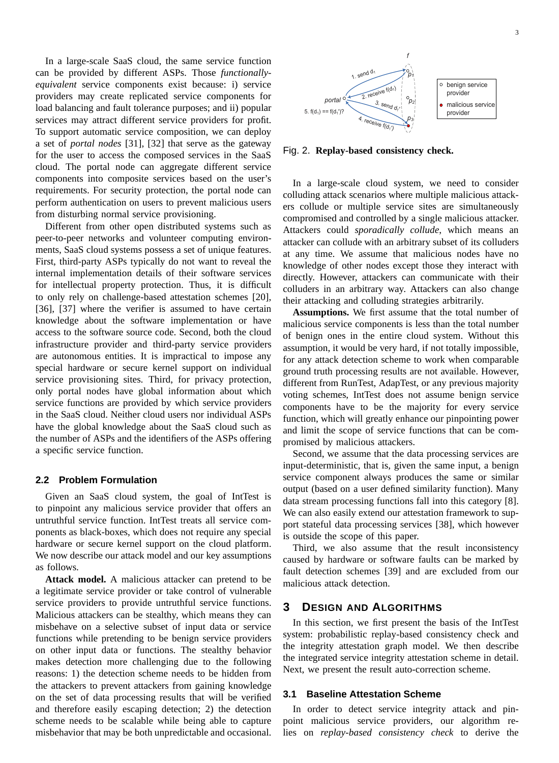In a large-scale SaaS cloud, the same service function can be provided by different ASPs. Those *functionally-equivalent* service components exist because: i) service providers may create replicated service components for load balancing and fault tolerance purposes; and ii) popular services may attract different service providers for profit. To support automatic service composition, we can deploy a set of *portal nodes* [31], [32] that serve as the gateway for the user to access the composed services in the SaaS cloud. The portal node can aggregate different service components into composite services based on the user's requirements. For security protection, the portal node can perform authentication on users to prevent malicious users from disturbing normal service provisioning.

Different from other open distributed systems such as peer-to-peer networks and volunteer computing environments, SaaS cloud systems possess a set of unique features. First, third-party ASPs typically do not want to reveal the internal implementation details of their software services for intellectual property protection. Thus, it is difficult to only rely on challenge-based attestation schemes [20], [36], [37] where the verifier is assumed to have certain knowledge about the software implementation or have access to the software source code. Second, both the cloud infrastructure provider and third-party service providers are autonomous entities. It is impractical to impose any special hardware or secure kernel support on individual service provisioning sites. Third, for privacy protection, only portal nodes have global information about which service functions are provided by which service providers in the SaaS cloud. Neither cloud users nor individual ASPs have the global knowledge about the SaaS cloud such as the number of ASPs and the identifiers of the ASPs offering a specific service function.

### 2.2 Problem Formulation

Given an SaaS cloud system, the goal of IntTest is to pinpoint any malicious service provider that offers an untruthful service function. IntTest treats all service components as black-boxes, which does not require any special hardware or secure kernel support on the cloud platform. We now describe our attack model and our key assumptions as follows.

**Attack model.** A malicious attacker can pretend to be a legitimate service provider or take control of vulnerable service providers to provide untruthful service functions. Malicious attackers can be stealthy, which means they can misbehave on a selective subset of input data or service functions while pretending to be benign service providers on other input data or functions. The stealthy behavior makes detection more challenging due to the following reasons: 1) the detection scheme needs to be hidden from the attackers to prevent attackers from gaining knowledge on the set of data processing results that will be verified and therefore easily escaping detection; 2) the detection scheme needs to be scalable while being able to capture misbehavior that may be both unpredictable and occasional.

Fig. 2. **Replay-based consistency check.**

In a large-scale cloud system, we need to consider colluding attack scenarios where multiple malicious attackers collude or multiple service sites are simultaneously compromised and controlled by a single malicious attacker. Attackers could *sporadically collude*, which means an attacker can collude with an arbitrary subset of its colluders at any time. We assume that malicious nodes have no knowledge of other nodes except those they interact with directly. However, attackers can communicate with their colluders in an arbitrary way. Attackers can also change their attacking and colluding strategies arbitrarily.

**Assumptions.** We first assume that the total number of malicious service components is less than the total number of benign ones in the entire cloud system. Without this assumption, it would be very hard, if not totally impossible, for any attack detection scheme to work when comparable ground truth processing results are not available. However, different from RunTest, AdapTest, or any previous majority voting schemes, IntTest does not assume benign service components have to be the majority for every service function, which will greatly enhance our pinpointing power and limit the scope of service functions that can be compromised by malicious attackers.

Second, we assume that the data processing services are input-deterministic, that is, given the same input, a benign service component always produces the same or similar output (based on a user defined similarity function). Many data stream processing functions fall into this category [8]. We can also easily extend our attestation framework to support stateful data processing services [38], which however is outside the scope of this paper.

Third, we also assume that the result inconsistency caused by hardware or software faults can be marked by fault detection schemes [39] and are excluded from our malicious attack detection.

## 3 Design and Algorithms

In this section, we first present the basis of the IntTest system: probabilistic replay-based consistency check and the integrity attestation graph model. We then describe the integrated service integrity attestation scheme in detail. Next, we present the result auto-correction scheme.

### 3.1 Baseline Attestation Scheme

In order to detect service integrity attack and pinpoint malicious service providers, our algorithm relies on *replay-based consistency check* to derive the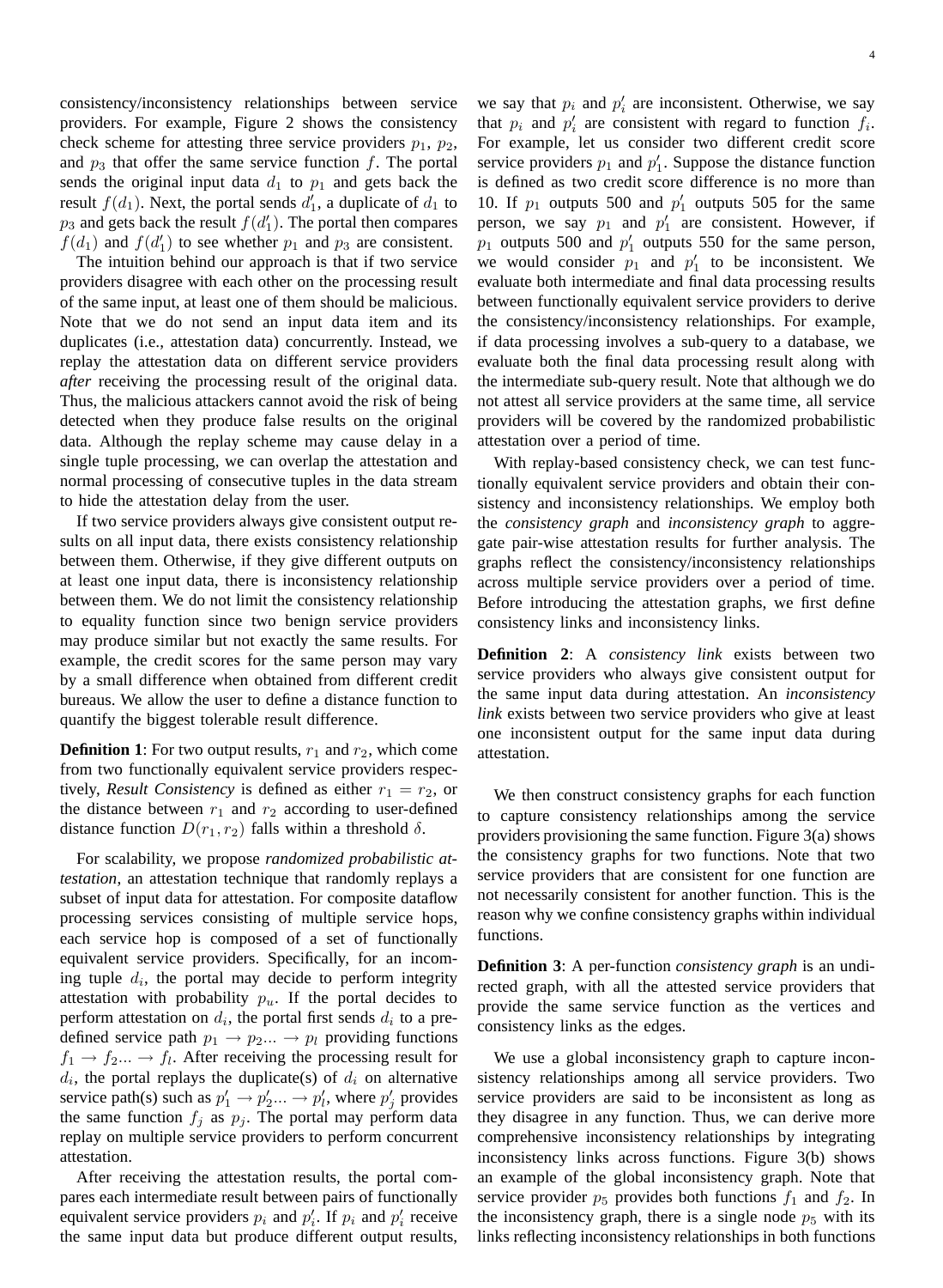consistency/inconsistency relationships between service providers. For example, Figure 2 shows the consistency check scheme for attesting three service providers $p_1$, $p_2$, and $p_3$ that offer the same service function $f$. The portal sends the original input data $d_1$ to $p_1$ and gets back the result $f(d_1)$. Next, the portal sends $d_1'$, a duplicate of $d_1$ to $p_3$ and gets back the result $f(d_1')$. The portal then compares $f(d_1)$ and $f(d_1')$ to see whether $p_1$ and $p_3$ are consistent.

The intuition behind our approach is that if two service providers disagree with each other on the processing result of the same input, at least one of them should be malicious. Note that we do not send an input data item and its duplicates (i.e., attestation data) concurrently. Instead, we replay the attestation data on different service providers *after* receiving the processing result of the original data. Thus, the malicious attackers cannot avoid the risk of being detected when they produce false results on the original data. Although the replay scheme may cause delay in a single tuple processing, we can overlap the attestation and normal processing of consecutive tuples in the data stream to hide the attestation delay from the user.

If two service providers always give consistent output results on all input data, there exists consistency relationship between them. Otherwise, if they give different outputs on at least one input data, there is inconsistency relationship between them. We do not limit the consistency relationship to equality function since two benign service providers may produce similar but not exactly the same results. For example, the credit scores for the same person may vary by a small difference when obtained from different credit bureaus. We allow the user to define a distance function to quantify the biggest tolerable result difference.

**Definition 1**: For two output results, $r_1$ and $r_2$, which come from two functionally equivalent service providers respectively, *Result Consistency* is defined as either $r_1 = r_2$, or the distance between $r_1$ and $r_2$ according to user-defined distance function $D(r_1, r_2)$ falls within a threshold $\delta$.

For scalability, we propose *randomized probabilistic attestation*, an attestation technique that randomly replays a subset of input data for attestation. For composite dataflow processing services consisting of multiple service hops, each service hop is composed of a set of functionally equivalent service providers. Specifically, for an incoming tuple $d_i$, the portal may decide to perform integrity attestation with probability $p_u$. If the portal decides to perform attestation on $d_i$, the portal first sends $d_i$ to a predefined service path $p_1 \rightarrow p_2 ... \rightarrow p_l$ providing functions $f_1 \rightarrow f_2 ... \rightarrow f_l$. After receiving the processing result for $d_i$, the portal replays the duplicate(s) of $d_i$ on alternative service path(s) such as $p_1' \rightarrow p_2' ... \rightarrow p_l'$, where $p_j'$ provides the same function $f_j$ as $p_j$. The portal may perform data replay on multiple service providers to perform concurrent attestation.

After receiving the attestation results, the portal compares each intermediate result between pairs of functionally equivalent service providers $p_i$ and $p_i'$. If $p_i$ and $p_i'$ receive the same input data but produce different output results, we say that $p_i$ and $p_i'$ are inconsistent. Otherwise, we say that $p_i$ and $p_i'$ are consistent with regard to function $f_i$. For example, let us consider two different credit score service providers $p_1$ and $p_1'$. Suppose the distance function is defined as two credit score difference is no more than 10. If $p_1$ outputs 500 and $p_1'$ outputs 505 for the same person, we say $p_1$ and $p_1'$ are consistent. However, if $p_1$ outputs 500 and $p_1'$ outputs 550 for the same person, we would consider $p_1$ and $p_1'$ to be inconsistent. We evaluate both intermediate and final data processing results between functionally equivalent service providers to derive the consistency/inconsistency relationships. For example, if data processing involves a sub-query to a database, we evaluate both the final data processing result along with the intermediate sub-query result. Note that although we do not attest all service providers at the same time, all service providers will be covered by the randomized probabilistic attestation over a period of time.

With replay-based consistency check, we can test functionally equivalent service providers and obtain their consistency and inconsistency relationships. We employ both the *consistency graph* and *inconsistency graph* to aggregate pair-wise attestation results for further analysis. The graphs reflect the consistency/inconsistency relationships across multiple service providers over a period of time. Before introducing the attestation graphs, we first define consistency links and inconsistency links.

**Definition 2**: A *consistency link* exists between two service providers who always give consistent output for the same input data during attestation. An *inconsistency link* exists between two service providers who give at least one inconsistent output for the same input data during attestation.

We then construct consistency graphs for each function to capture consistency relationships among the service providers provisioning the same function. Figure 3(a) shows the consistency graphs for two functions. Note that two service providers that are consistent for one function are not necessarily consistent for another function. This is the reason why we confine consistency graphs within individual functions.

**Definition 3**: A per-function *consistency graph* is an undirected graph, with all the attested service providers that provide the same service function as the vertices and consistency links as the edges.

We use a global inconsistency graph to capture inconsistency relationships among all service providers. Two service providers are said to be inconsistent as long as they disagree in any function. Thus, we can derive more comprehensive inconsistency relationships by integrating inconsistency links across functions. Figure 3(b) shows an example of the global inconsistency graph. Note that service provider $p_5$ provides both functions $f_1$ and $f_2$. In the inconsistency graph, there is a single node $p_5$ with its links reflecting inconsistency relationships in both functions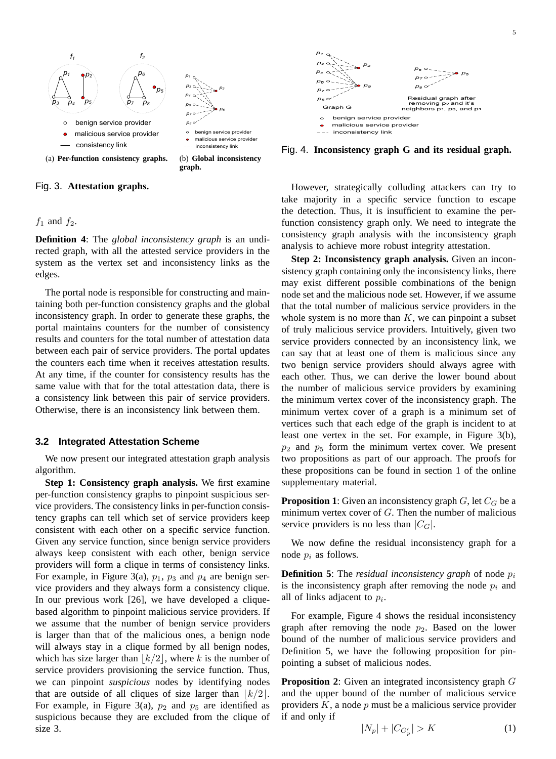(a) **Per-function consistency graphs.**

(b) **Global inconsistency graph.**

Fig. 3. **Attestation graphs.**

Fig. 4. **Inconsistency graph G and its residual graph.**

$f_1$ and $f_2$.

**Definition 4**: The *global inconsistency graph* is an undirected graph, with all the attested service providers in the system as the vertex set and inconsistency links as the edges.

The portal node is responsible for constructing and maintaining both per-function consistency graphs and the global inconsistency graph. In order to generate these graphs, the portal maintains counters for the number of consistency results and counters for the total number of attestation data between each pair of service providers. The portal updates the counters each time when it receives attestation results. At any time, if the counter for consistency results has the same value with that for the total attestation data, there is a consistency link between this pair of service providers. Otherwise, there is an inconsistency link between them.

### 3.2 Integrated Attestation Scheme

We now present our integrated attestation graph analysis algorithm.

**Step 1: Consistency graph analysis.** We first examine per-function consistency graphs to pinpoint suspicious service providers. The consistency links in per-function consistency graphs can tell which set of service providers keep consistent with each other on a specific service function. Given any service function, since benign service providers always keep consistent with each other, benign service providers will form a clique in terms of consistency links. For example, in Figure 3(a), $p_1$, $p_3$ and $p_4$ are benign service providers and they always form a consistency clique. In our previous work [26], we have developed a clique-based algorithm to pinpoint malicious service providers. If we assume that the number of benign service providers is larger than that of the malicious ones, a benign node will always stay in a clique formed by all benign nodes, which has size larger than $\lfloor k/2 \rfloor$, where $k$ is the number of service providers provisioning the service function. Thus, we can pinpoint *suspicious* nodes by identifying nodes that are outside of all cliques of size larger than $\lfloor k/2 \rfloor$. For example, in Figure 3(a), $p_2$ and $p_5$ are identified as suspicious because they are excluded from the clique of size 3.

However, strategically colluding attackers can try to take majority in a specific service function to escape the detection. Thus, it is insufficient to examine the per-function consistency graph only. We need to integrate the consistency graph analysis with the inconsistency graph analysis to achieve more robust integrity attestation.

**Step 2: Inconsistency graph analysis.** Given an inconsistency graph containing only the inconsistency links, there may exist different possible combinations of the benign node set and the malicious node set. However, if we assume that the total number of malicious service providers in the whole system is no more than $K$, we can pinpoint a subset of truly malicious service providers. Intuitively, given two service providers connected by an inconsistency link, we can say that at least one of them is malicious since any two benign service providers should always agree with each other. Thus, we can derive the lower bound about the number of malicious service providers by examining the minimum vertex cover of the inconsistency graph. The minimum vertex cover of a graph is a minimum set of vertices such that each edge of the graph is incident to at least one vertex in the set. For example, in Figure 3(b), $p_2$ and $p_5$ form the minimum vertex cover. We present two propositions as part of our approach. The proofs for these propositions can be found in section 1 of the online supplementary material.

**Proposition 1**: Given an inconsistency graph $G$, let $C_G$ be a minimum vertex cover of $G$. Then the number of malicious service providers is no less than $|C_G|$.

We now define the residual inconsistency graph for a node $p_i$ as follows.

**Definition 5**: The *residual inconsistency graph* of node $p_i$ is the inconsistency graph after removing the node $p_i$ and all of links adjacent to $p_i$.

For example, Figure 4 shows the residual inconsistency graph after removing the node $p_2$. Based on the lower bound of the number of malicious service providers and Definition 5, we have the following proposition for pinpointing a subset of malicious nodes.

**Proposition 2**: Given an integrated inconsistency graph $G$ and the upper bound of the number of malicious service providers $K$, a node $p$ must be a malicious service provider if and only if

$$|N_p| + |C_{G'_p}| > K \tag{1}$$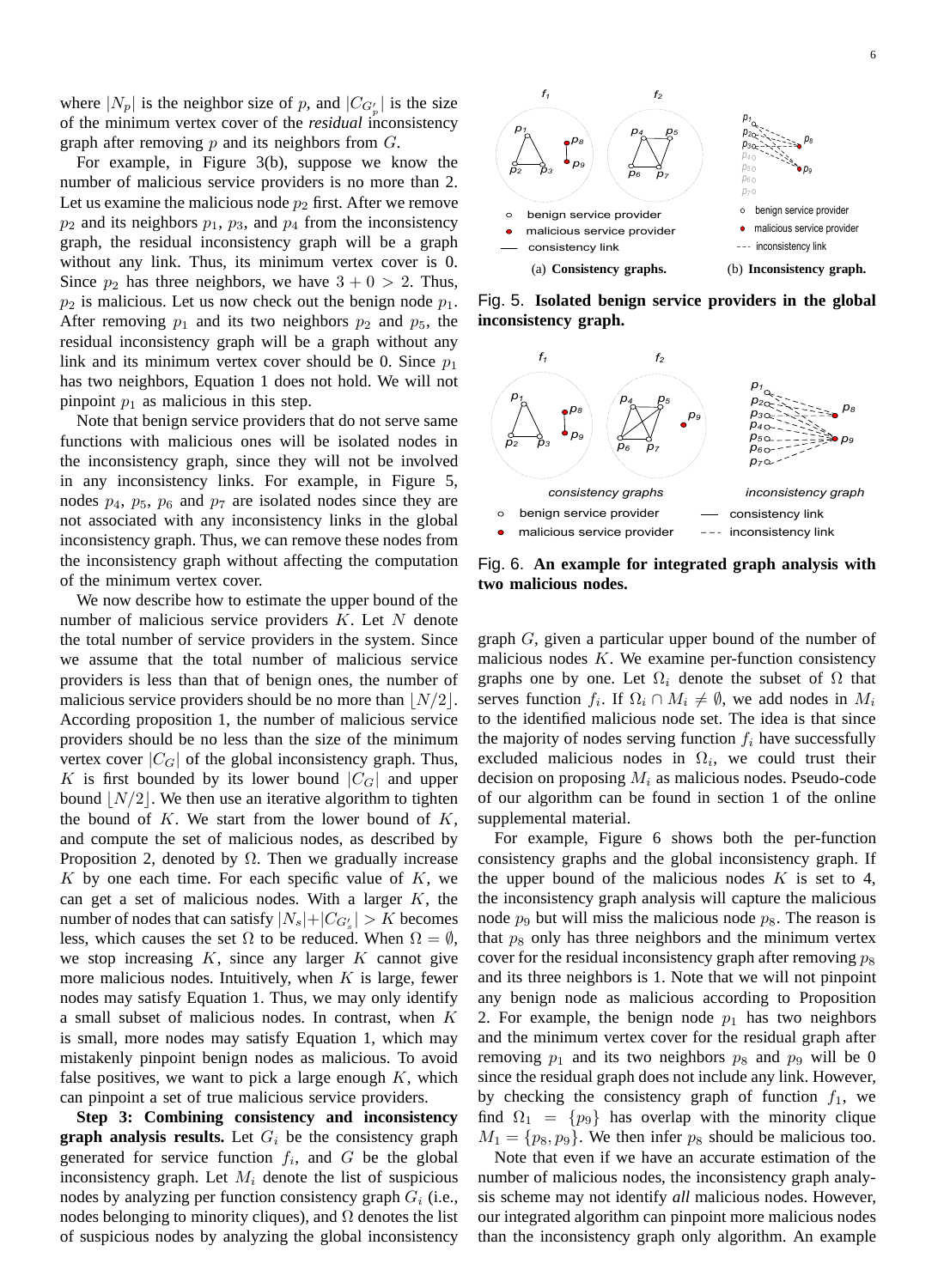where $|N_p|$ is the neighbor size of $p$, and $|C_{G'_p}|$ is the size of the minimum vertex cover of the *residual* inconsistency graph after removing $p$ and its neighbors from $G$.

For example, in Figure 3(b), suppose we know the number of malicious service providers is no more than 2. Let us examine the malicious node $p_2$ first. After we remove $p_2$ and its neighbors $p_1$, $p_3$, and $p_4$ from the inconsistency graph, the residual inconsistency graph will be a graph without any link. Thus, its minimum vertex cover is 0. Since $p_2$ has three neighbors, we have $3 + 0 > 2$. Thus, $p_2$ is malicious. Let us now check out the benign node $p_1$. After removing $p_1$ and its two neighbors $p_2$ and $p_5$, the residual inconsistency graph will be a graph without any link and its minimum vertex cover should be 0. Since $p_1$ has two neighbors, Equation 1 does not hold. We will not pinpoint $p_1$ as malicious in this step.

Note that benign service providers that do not serve same functions with malicious ones will be isolated nodes in the inconsistency graph, since they will not be involved in any inconsistency links. For example, in Figure 5, nodes $p_4$, $p_5$, $p_6$ and $p_7$ are isolated nodes since they are not associated with any inconsistency links in the global inconsistency graph. Thus, we can remove these nodes from the inconsistency graph without affecting the computation of the minimum vertex cover.

We now describe how to estimate the upper bound of the number of malicious service providers $K$. Let $N$ denote the total number of service providers in the system. Since we assume that the total number of malicious service providers is less than that of benign ones, the number of malicious service providers should be no more than $\lfloor N/2 \rfloor$. According proposition 1, the number of malicious service providers should be no less than the size of the minimum vertex cover $|C_G|$ of the global inconsistency graph. Thus, $K$ is first bounded by its lower bound $|C_G|$ and upper bound $\lfloor N/2 \rfloor$. We then use an iterative algorithm to tighten the bound of $K$. We start from the lower bound of $K$, and compute the set of malicious nodes, as described by Proposition 2, denoted by $\Omega$. Then we gradually increase $K$ by one each time. For each specific value of $K$, we can get a set of malicious nodes. With a larger $K$, the number of nodes that can satisfy $|N_s|+|C_{G'_s}| > K$ becomes less, which causes the set $\Omega$ to be reduced. When $\Omega = \emptyset$, we stop increasing $K$, since any larger $K$ cannot give more malicious nodes. Intuitively, when $K$ is large, fewer nodes may satisfy Equation 1. Thus, we may only identify a small subset of malicious nodes. In contrast, when $K$ is small, more nodes may satisfy Equation 1, which may mistakenly pinpoint benign nodes as malicious. To avoid false positives, we want to pick a large enough $K$, which can pinpoint a set of true malicious service providers.

**Step 3: Combining consistency and inconsistency graph analysis results.** Let $G_i$ be the consistency graph generated for service function $f_i$, and $G$ be the global inconsistency graph. Let $M_i$ denote the list of suspicious nodes by analyzing per function consistency graph $G_i$ (i.e., nodes belonging to minority cliques), and $\Omega$ denotes the list of suspicious nodes by analyzing the global inconsistency graph $G$, given a particular upper bound of the number of malicious nodes $K$. We examine per-function consistency graphs one by one. Let $\Omega_i$ denote the subset of $\Omega$ that serves function $f_i$. If $\Omega_i \cap M_i \neq \emptyset$, we add nodes in $M_i$ to the identified malicious node set. The idea is that since the majority of nodes serving function $f_i$ have successfully excluded malicious nodes in $\Omega_i$, we could trust their decision on proposing $M_i$ as malicious nodes. Pseudo-code of our algorithm can be found in section 1 of the online supplemental material.

Fig. 5. **Isolated benign service providers in the global inconsistency graph.** (a) **Consistency graphs.** (b) **Inconsistency graph.**

Fig. 6. **An example for integrated graph analysis with two malicious nodes.**

For example, Figure 6 shows both the per-function consistency graphs and the global inconsistency graph. If the upper bound of the malicious nodes $K$ is set to 4, the inconsistency graph analysis will capture the malicious node $p_9$ but will miss the malicious node $p_8$. The reason is that $p_8$ only has three neighbors and the minimum vertex cover for the residual inconsistency graph after removing $p_8$ and its three neighbors is 1. Note that we will not pinpoint any benign node as malicious according to Proposition 2. For example, the benign node $p_1$ has two neighbors and the minimum vertex cover for the residual graph after removing $p_1$ and its two neighbors $p_8$ and $p_9$ will be 0 since the residual graph does not include any link. However, by checking the consistency graph of function $f_1$, we find $\Omega_1 = \{p_9\}$ has overlap with the minority clique $M_1 = \{p_8, p_9\}$. We then infer $p_8$ should be malicious too.

Note that even if we have an accurate estimation of the number of malicious nodes, the inconsistency graph analysis scheme may not identify *all* malicious nodes. However, our integrated algorithm can pinpoint more malicious nodes than the inconsistency graph only algorithm. An example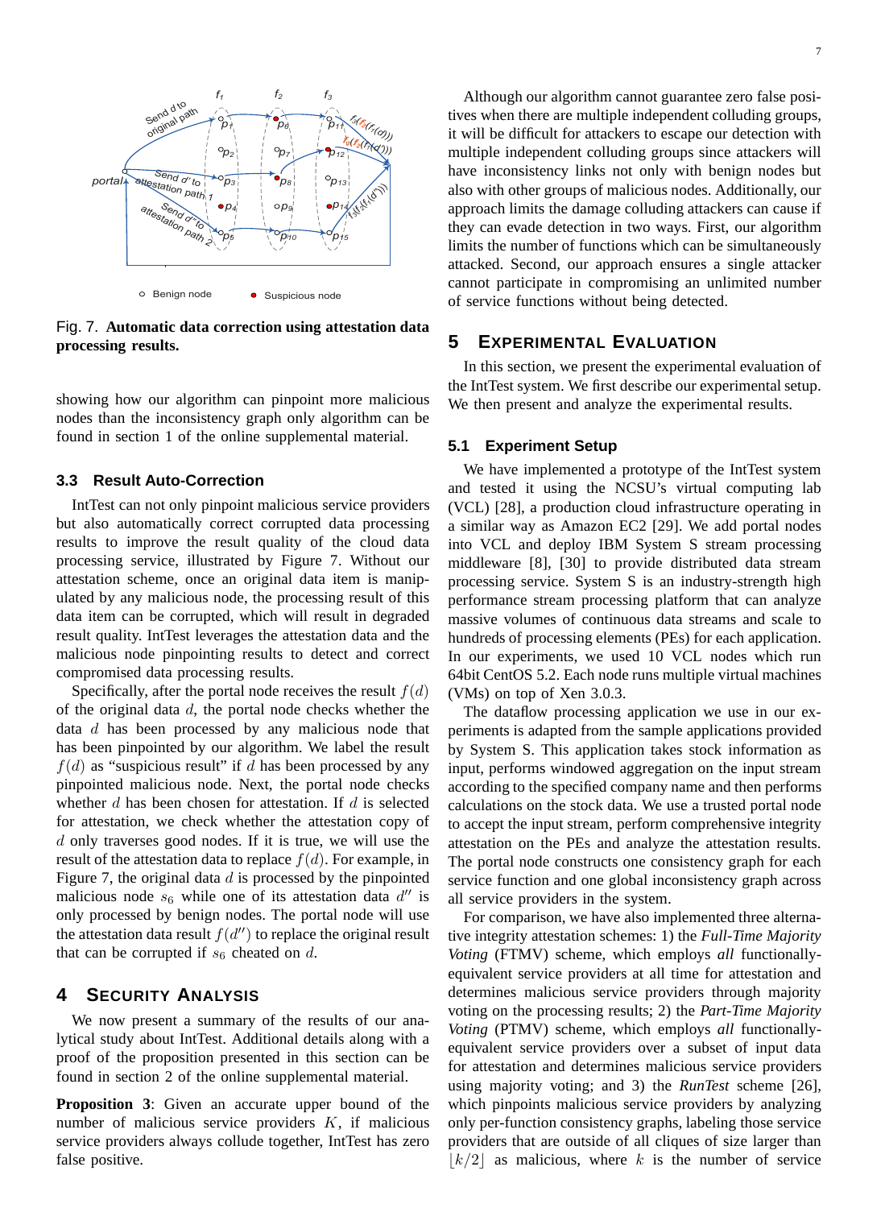Fig. 7. **Automatic data correction using attestation data processing results.**

showing how our algorithm can pinpoint more malicious nodes than the inconsistency graph only algorithm can be found in section 1 of the online supplemental material.

### 3.3 Result Auto-Correction

IntTest can not only pinpoint malicious service providers but also automatically correct corrupted data processing results to improve the result quality of the cloud data processing service, illustrated by Figure 7. Without our attestation scheme, once an original data item is manipulated by any malicious node, the processing result of this data item can be corrupted, which will result in degraded result quality. IntTest leverages the attestation data and the malicious node pinpointing results to detect and correct compromised data processing results.

Specifically, after the portal node receives the result $f(d)$ of the original data $d$, the portal node checks whether the data $d$ has been processed by any malicious node that has been pinpointed by our algorithm. We label the result $f(d)$ as "suspicious result" if $d$ has been processed by any pinpointed malicious node. Next, the portal node checks whether $d$ has been chosen for attestation. If $d$ is selected for attestation, we check whether the attestation copy of $d$ only traverses good nodes. If it is true, we will use the result of the attestation data to replace $f(d)$. For example, in Figure 7, the original data $d$ is processed by the pinpointed malicious node $s_6$ while one of its attestation data $d''$ is only processed by benign nodes. The portal node will use the attestation data result $f(d'')$ to replace the original result that can be corrupted if $s_6$ cheated on $d$.

## 4 Security Analysis

We now present a summary of the results of our analytical study about IntTest. Additional details along with a proof of the proposition presented in this section can be found in section 2 of the online supplemental material.

**Proposition 3**: Given an accurate upper bound of the number of malicious service providers $K$, if malicious service providers always collude together, IntTest has zero false positive.

Although our algorithm cannot guarantee zero false positives when there are multiple independent colluding groups, it will be difficult for attackers to escape our detection with multiple independent colluding groups since attackers will have inconsistency links not only with benign nodes but also with other groups of malicious nodes. Additionally, our approach limits the damage colluding attackers can cause if they can evade detection in two ways. First, our algorithm limits the number of functions which can be simultaneously attacked. Second, our approach ensures a single attacker cannot participate in compromising an unlimited number of service functions without being detected.

## 5 Experimental Evaluation

In this section, we present the experimental evaluation of the IntTest system. We first describe our experimental setup. We then present and analyze the experimental results.

### 5.1 Experiment Setup

We have implemented a prototype of the IntTest system and tested it using the NCSU's virtual computing lab (VCL) [28], a production cloud infrastructure operating in a similar way as Amazon EC2 [29]. We add portal nodes into VCL and deploy IBM System S stream processing middleware [8], [30] to provide distributed data stream processing service. System S is an industry-strength high performance stream processing platform that can analyze massive volumes of continuous data streams and scale to hundreds of processing elements (PEs) for each application. In our experiments, we used 10 VCL nodes which run 64bit CentOS 5.2. Each node runs multiple virtual machines (VMs) on top of Xen 3.0.3.

The dataflow processing application we use in our experiments is adapted from the sample applications provided by System S. This application takes stock information as input, performs windowed aggregation on the input stream according to the specified company name and then performs calculations on the stock data. We use a trusted portal node to accept the input stream, perform comprehensive integrity attestation on the PEs and analyze the attestation results. The portal node constructs one consistency graph for each service function and one global inconsistency graph across all service providers in the system.

For comparison, we have also implemented three alternative integrity attestation schemes: 1) the *Full-Time Majority Voting* (FTMV) scheme, which employs *all* functionally-equivalent service providers at all time for attestation and determines malicious service providers through majority voting on the processing results; 2) the *Part-Time Majority Voting* (PTMV) scheme, which employs *all* functionally-equivalent service providers over a subset of input data for attestation and determines malicious service providers using majority voting; and 3) the *RunTest* scheme [26], which pinpoints malicious service providers by analyzing only per-function consistency graphs, labeling those service providers that are outside of all cliques of size larger than $\lfloor k/2 \rfloor$ as malicious, where $k$ is the number of service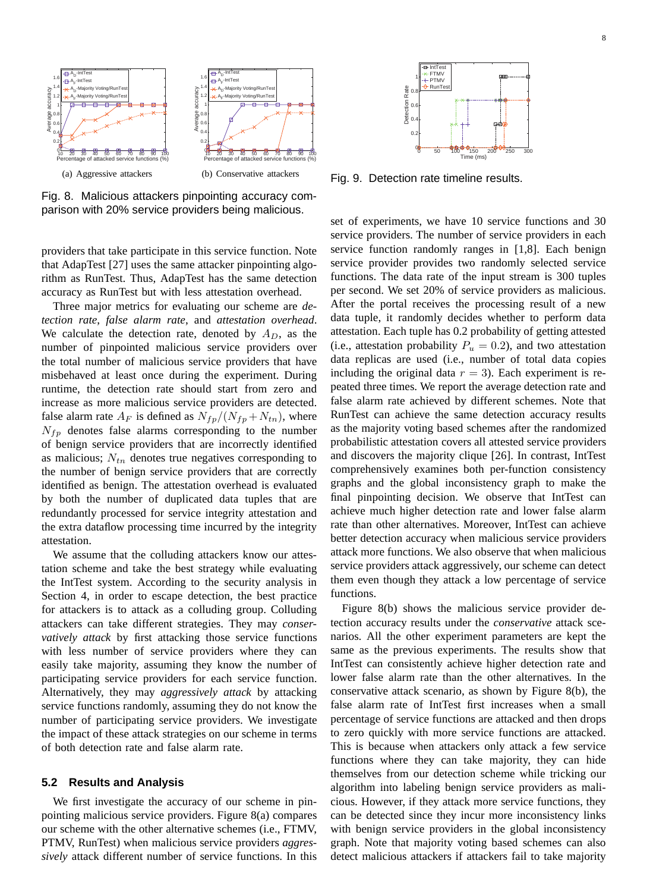(a) Aggressive attackers

(b) Conservative attackers

Fig. 8. Malicious attackers pinpointing accuracy comparison with 20% service providers being malicious.

Fig. 9. Detection rate timeline results.

providers that take participate in this service function. Note that AdapTest [27] uses the same attacker pinpointing algorithm as RunTest. Thus, AdapTest has the same detection accuracy as RunTest but with less attestation overhead.

Three major metrics for evaluating our scheme are *detection rate*, *false alarm rate*, and *attestation overhead*. We calculate the detection rate, denoted by $A_D$, as the number of pinpointed malicious service providers over the total number of malicious service providers that have misbehaved at least once during the experiment. During runtime, the detection rate should start from zero and increase as more malicious service providers are detected. false alarm rate $A_F$ is defined as $N_{fp}/(N_{fp}+N_{tn})$, where $N_{fp}$ denotes false alarms corresponding to the number of benign service providers that are incorrectly identified as malicious; $N_{tn}$ denotes true negatives corresponding to the number of benign service providers that are correctly identified as benign. The attestation overhead is evaluated by both the number of duplicated data tuples that are redundantly processed for service integrity attestation and the extra dataflow processing time incurred by the integrity attestation.

We assume that the colluding attackers know our attestation scheme and take the best strategy while evaluating the IntTest system. According to the security analysis in Section 4, in order to escape detection, the best practice for attackers is to attack as a colluding group. Colluding attackers can take different strategies. They may *conservatively attack* by first attacking those service functions with less number of service providers where they can easily take majority, assuming they know the number of participating service providers for each service function. Alternatively, they may *aggressively attack* by attacking service functions randomly, assuming they do not know the number of participating service providers. We investigate the impact of these attack strategies on our scheme in terms of both detection rate and false alarm rate.

### 5.2 Results and Analysis

We first investigate the accuracy of our scheme in pinpointing malicious service providers. Figure 8(a) compares our scheme with the other alternative schemes (i.e., FTMV, PTMV, RunTest) when malicious service providers *aggressively* attack different number of service functions. In this set of experiments, we have 10 service functions and 30 service providers. The number of service providers in each service function randomly ranges in [1,8]. Each benign service provider provides two randomly selected service functions. The data rate of the input stream is 300 tuples per second. We set 20% of service providers as malicious. After the portal receives the processing result of a new data tuple, it randomly decides whether to perform data attestation. Each tuple has 0.2 probability of getting attested (i.e., attestation probability $P_u = 0.2$), and two attestation data replicas are used (i.e., number of total data copies including the original data $r = 3$). Each experiment is repeated three times. We report the average detection rate and false alarm rate achieved by different schemes. Note that RunTest can achieve the same detection accuracy results as the majority voting based schemes after the randomized probabilistic attestation covers all attested service providers and discovers the majority clique [26]. In contrast, IntTest comprehensively examines both per-function consistency graphs and the global inconsistency graph to make the final pinpointing decision. We observe that IntTest can achieve much higher detection rate and lower false alarm rate than other alternatives. Moreover, IntTest can achieve better detection accuracy when malicious service providers attack more functions. We also observe that when malicious service providers attack aggressively, our scheme can detect them even though they attack a low percentage of service functions.

Figure 8(b) shows the malicious service provider detection accuracy results under the *conservative* attack scenario. All the other experiment parameters are kept the same as the previous experiments. The results show that IntTest can consistently achieve higher detection rate and lower false alarm rate than the other alternatives. In the conservative attack scenario, as shown by Figure 8(b), the false alarm rate of IntTest first increases when a small percentage of service functions are attacked and then drops to zero quickly with more service functions are attacked. This is because when attackers only attack a few service functions where they can take majority, they can hide themselves from our detection scheme while tricking our algorithm into labeling benign service providers as malicious. However, if they attack more service functions, they can be detected since they incur more inconsistency links with benign service providers in the global inconsistency graph. Note that majority voting based schemes can also detect malicious attackers if attackers fail to take majority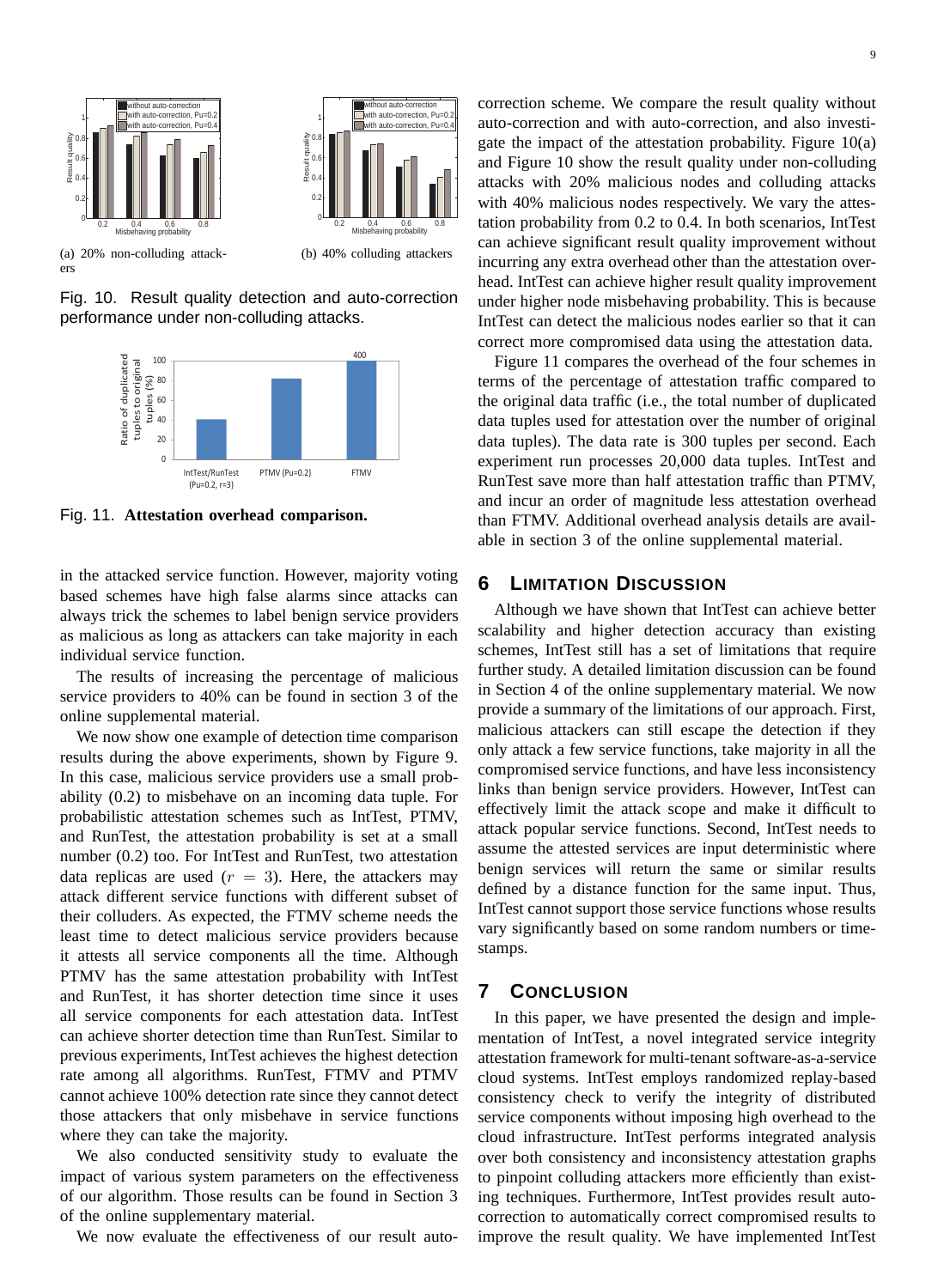(a) 20% non-colluding attackers

(b) 40% colluding attackers

Fig. 10. Result quality detection and auto-correction performance under non-colluding attacks.

Fig. 11. **Attestation overhead comparison.**

in the attacked service function. However, majority voting based schemes have high false alarms since attacks can always trick the schemes to label benign service providers as malicious as long as attackers can take majority in each individual service function.

The results of increasing the percentage of malicious service providers to 40% can be found in section 3 of the online supplemental material.

We now show one example of detection time comparison results during the above experiments, shown by Figure 9. In this case, malicious service providers use a small probability (0.2) to misbehave on an incoming data tuple. For probabilistic attestation schemes such as IntTest, PTMV, and RunTest, the attestation probability is set at a small number (0.2) too. For IntTest and RunTest, two attestation data replicas are used ($r = 3$). Here, the attackers may attack different service functions with different subset of their colluders. As expected, the FTMV scheme needs the least time to detect malicious service providers because it attests all service components all the time. Although PTMV has the same attestation probability with IntTest and RunTest, it has shorter detection time since it uses all service components for each attestation data. IntTest can achieve shorter detection time than RunTest. Similar to previous experiments, IntTest achieves the highest detection rate among all algorithms. RunTest, FTMV and PTMV cannot achieve 100% detection rate since they cannot detect those attackers that only misbehave in service functions where they can take the majority.

We also conducted sensitivity study to evaluate the impact of various system parameters on the effectiveness of our algorithm. Those results can be found in Section 3 of the online supplementary material.

We now evaluate the effectiveness of our result auto-correction scheme. We compare the result quality without auto-correction and with auto-correction, and also investigate the impact of the attestation probability. Figure 10(a) and Figure 10 show the result quality under non-colluding attacks with 20% malicious nodes and colluding attacks with 40% malicious nodes respectively. We vary the attestation probability from 0.2 to 0.4. In both scenarios, IntTest can achieve significant result quality improvement without incurring any extra overhead other than the attestation overhead. IntTest can achieve higher result quality improvement under higher node misbehaving probability. This is because IntTest can detect the malicious nodes earlier so that it can correct more compromised data using the attestation data.

Figure 11 compares the overhead of the four schemes in terms of the percentage of attestation traffic compared to the original data traffic (i.e., the total number of duplicated data tuples used for attestation over the number of original data tuples). The data rate is 300 tuples per second. Each experiment run processes 20,000 data tuples. IntTest and RunTest save more than half attestation traffic than PTMV, and incur an order of magnitude less attestation overhead than FTMV. Additional overhead analysis details are available in section 3 of the online supplemental material.

## 6 Limitation Discussion

Although we have shown that IntTest can achieve better scalability and higher detection accuracy than existing schemes, IntTest still has a set of limitations that require further study. A detailed limitation discussion can be found in Section 4 of the online supplementary material. We now provide a summary of the limitations of our approach. First, malicious attackers can still escape the detection if they only attack a few service functions, take majority in all the compromised service functions, and have less inconsistency links than benign service providers. However, IntTest can effectively limit the attack scope and make it difficult to attack popular service functions. Second, IntTest needs to assume the attested services are input deterministic where benign services will return the same or similar results defined by a distance function for the same input. Thus, IntTest cannot support those service functions whose results vary significantly based on some random numbers or timestamps.

## 7 Conclusion

In this paper, we have presented the design and implementation of IntTest, a novel integrated service integrity attestation framework for multi-tenant software-as-a-service cloud systems. IntTest employs randomized replay-based consistency check to verify the integrity of distributed service components without imposing high overhead to the cloud infrastructure. IntTest performs integrated analysis over both consistency and inconsistency attestation graphs to pinpoint colluding attackers more efficiently than existing techniques. Furthermore, IntTest provides result auto-correction to automatically correct compromised results to improve the result quality. We have implemented IntTest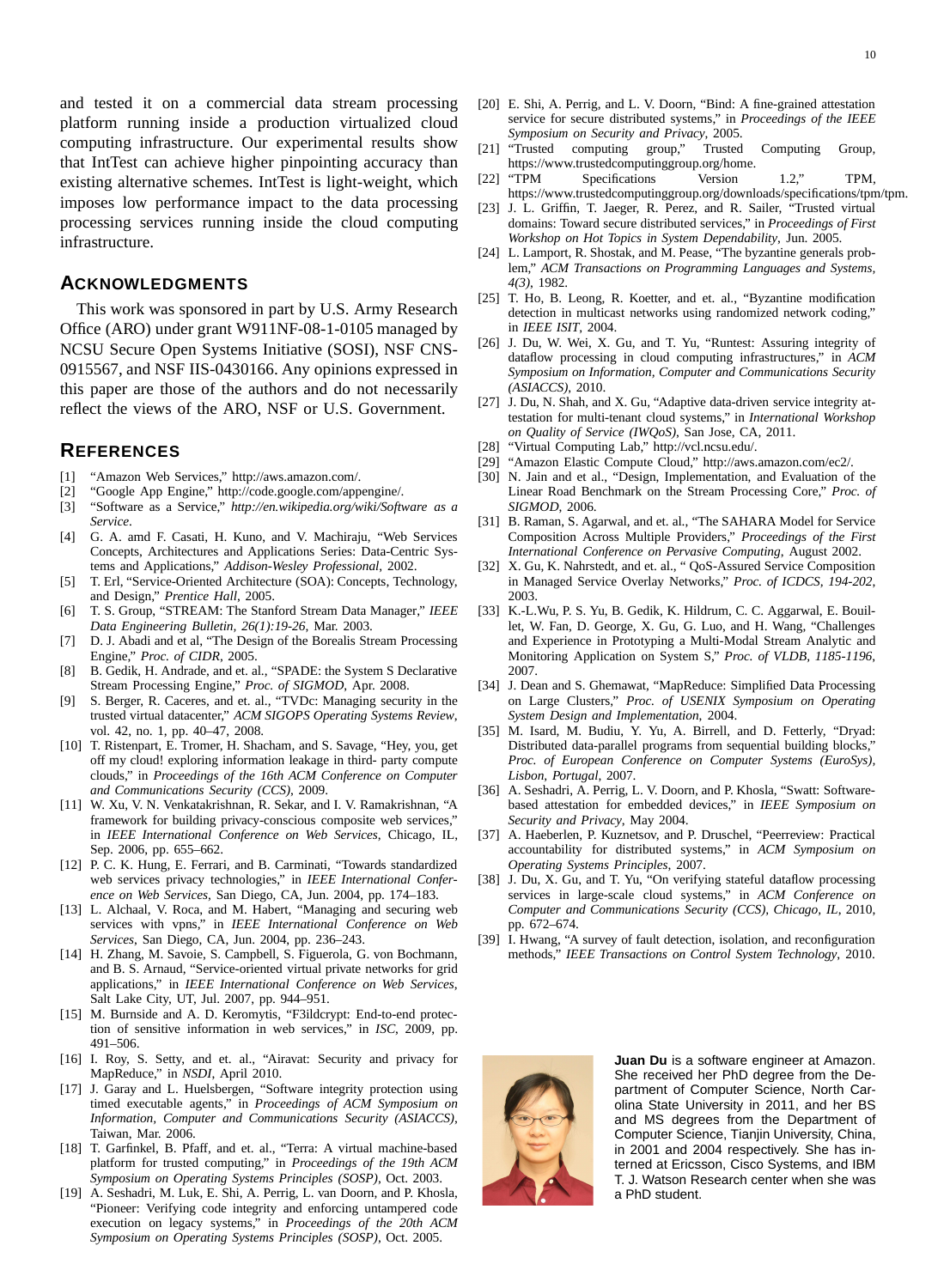and tested it on a commercial data stream processing platform running inside a production virtualized cloud computing infrastructure. Our experimental results show that IntTest can achieve higher pinpointing accuracy than existing alternative schemes. IntTest is light-weight, which imposes low performance impact to the data processing processing services running inside the cloud computing infrastructure.

## Acknowledgments

This work was sponsored in part by U.S. Army Research Office (ARO) under grant W911NF-08-1-0105 managed by NCSU Secure Open Systems Initiative (SOSI), NSF CNS-0915567, and NSF IIS-0430166. Any opinions expressed in this paper are those of the authors and do not necessarily reflect the views of the ARO, NSF or U.S. Government.

## References

[1] "Amazon Web Services," http://aws.amazon.com/.
[2] "Google App Engine," http://code.google.com/appengine/.
[3] "Software as a Service," *http://en.wikipedia.org/wiki/Software as a Service*.
[4] G. A. amd F. Casati, H. Kuno, and V. Machiraju, "Web Services Concepts, Architectures and Applications Series: Data-Centric Systems and Applications," *Addison-Wesley Professional*, 2002.
[5] T. Erl, "Service-Oriented Architecture (SOA): Concepts, Technology, and Design," *Prentice Hall*, 2005.
[6] T. S. Group, "STREAM: The Stanford Stream Data Manager," *IEEE Data Engineering Bulletin, 26(1):19-26*, Mar. 2003.
[7] D. J. Abadi and et al, "The Design of the Borealis Stream Processing Engine," *Proc. of CIDR*, 2005.
[8] B. Gedik, H. Andrade, and et. al., "SPADE: the System S Declarative Stream Processing Engine," *Proc. of SIGMOD*, Apr. 2008.
[9] S. Berger, R. Caceres, and et. al., "TVDc: Managing security in the trusted virtual datacenter," *ACM SIGOPS Operating Systems Review*, vol. 42, no. 1, pp. 40–47, 2008.
[10] T. Ristenpart, E. Tromer, H. Shacham, and S. Savage, "Hey, you, get off my cloud! exploring information leakage in third- party compute clouds," in *Proceedings of the 16th ACM Conference on Computer and Communications Security (CCS)*, 2009.
[11] W. Xu, V. N. Venkatakrishnan, R. Sekar, and I. V. Ramakrishnan, "A framework for building privacy-conscious composite web services," in *IEEE International Conference on Web Services*, Chicago, IL, Sep. 2006, pp. 655–662.
[12] P. C. K. Hung, E. Ferrari, and B. Carminati, "Towards standardized web services privacy technologies," in *IEEE International Conference on Web Services*, San Diego, CA, Jun. 2004, pp. 174–183.
[13] L. Alchaal, V. Roca, and M. Habert, "Managing and securing web services with vpns," in *IEEE International Conference on Web Services*, San Diego, CA, Jun. 2004, pp. 236–243.
[14] H. Zhang, M. Savoie, S. Campbell, S. Figuerola, G. von Bochmann, and B. S. Arnaud, "Service-oriented virtual private networks for grid applications," in *IEEE International Conference on Web Services*, Salt Lake City, UT, Jul. 2007, pp. 944–951.
[15] M. Burnside and A. D. Keromytis, "F3ildcrypt: End-to-end protection of sensitive information in web services," in *ISC*, 2009, pp. 491–506.
[16] I. Roy, S. Setty, and et. al., "Airavat: Security and privacy for MapReduce," in *NSDI*, April 2010.
[17] J. Garay and L. Huelsbergen, "Software integrity protection using timed executable agents," in *Proceedings of ACM Symposium on Information, Computer and Communications Security (ASIACCS)*, Taiwan, Mar. 2006.
[18] T. Garfinkel, B. Pfaff, and et. al., "Terra: A virtual machine-based platform for trusted computing," in *Proceedings of the 19th ACM Symposium on Operating Systems Principles (SOSP)*, Oct. 2003.
[19] A. Seshadri, M. Luk, E. Shi, A. Perrig, L. van Doorn, and P. Khosla, "Pioneer: Verifying code integrity and enforcing untampered code execution on legacy systems," in *Proceedings of the 20th ACM Symposium on Operating Systems Principles (SOSP)*, Oct. 2005.
[20] E. Shi, A. Perrig, and L. V. Doorn, "Bind: A fine-grained attestation service for secure distributed systems," in *Proceedings of the IEEE Symposium on Security and Privacy*, 2005.
[21] "Trusted computing group," Trusted Computing Group, https://www.trustedcomputinggroup.org/home.
[22] "TPM Specifications Version 1.2," TPM, https://www.trustedcomputinggroup.org/downloads/specifications/tpm/tpm.
[23] J. L. Griffin, T. Jaeger, R. Perez, and R. Sailer, "Trusted virtual domains: Toward secure distributed services," in *Proceedings of First Workshop on Hot Topics in System Dependability*, Jun. 2005.
[24] L. Lamport, R. Shostak, and M. Pease, "The byzantine generals problem," *ACM Transactions on Programming Languages and Systems, 4(3)*, 1982.
[25] T. Ho, B. Leong, R. Koetter, and et. al., "Byzantine modification detection in multicast networks using randomized network coding," in *IEEE ISIT*, 2004.
[26] J. Du, W. Wei, X. Gu, and T. Yu, "Runtest: Assuring integrity of dataflow processing in cloud computing infrastructures," in *ACM Symposium on Information, Computer and Communications Security (ASIACCS)*, 2010.
[27] J. Du, N. Shah, and X. Gu, "Adaptive data-driven service integrity attestation for multi-tenant cloud systems," in *International Workshop on Quality of Service (IWQoS)*, San Jose, CA, 2011.
[28] "Virtual Computing Lab," http://vcl.ncsu.edu/.
[29] "Amazon Elastic Compute Cloud," http://aws.amazon.com/ec2/.
[30] N. Jain and et al., "Design, Implementation, and Evaluation of the Linear Road Benchmark on the Stream Processing Core," *Proc. of SIGMOD*, 2006.
[31] B. Raman, S. Agarwal, and et. al., "The SAHARA Model for Service Composition Across Multiple Providers," *Proceedings of the First International Conference on Pervasive Computing*, August 2002.
[32] X. Gu, K. Nahrstedt, and et. al., " QoS-Assured Service Composition in Managed Service Overlay Networks," *Proc. of ICDCS, 194-202*, 2003.
[33] K.-L.Wu, P. S. Yu, B. Gedik, K. Hildrum, C. C. Aggarwal, E. Bouillet, W. Fan, D. George, X. Gu, G. Luo, and H. Wang, "Challenges and Experience in Prototyping a Multi-Modal Stream Analytic and Monitoring Application on System S," *Proc. of VLDB, 1185-1196*, 2007.
[34] J. Dean and S. Ghemawat, "MapReduce: Simplified Data Processing on Large Clusters," *Proc. of USENIX Symposium on Operating System Design and Implementation*, 2004.
[35] M. Isard, M. Budiu, Y. Yu, A. Birrell, and D. Fetterly, "Dryad: Distributed data-parallel programs from sequential building blocks," *Proc. of European Conference on Computer Systems (EuroSys), Lisbon, Portugal*, 2007.
[36] A. Seshadri, A. Perrig, L. V. Doorn, and P. Khosla, "Swatt: Software-based attestation for embedded devices," in *IEEE Symposium on Security and Privacy*, May 2004.
[37] A. Haeberlen, P. Kuznetsov, and P. Druschel, "Peerreview: Practical accountability for distributed systems," in *ACM Symposium on Operating Systems Principles*, 2007.
[38] J. Du, X. Gu, and T. Yu, "On verifying stateful dataflow processing services in large-scale cloud systems," in *ACM Conference on Computer and Communications Security (CCS), Chicago, IL*, 2010, pp. 672–674.
[39] I. Hwang, "A survey of fault detection, isolation, and reconfiguration methods," *IEEE Transactions on Control System Technology*, 2010.

**Juan Du** is a software engineer at Amazon. She received her PhD degree from the Department of Computer Science, North Carolina State University in 2011, and her BS and MS degrees from the Department of Computer Science, Tianjin University, China, in 2001 and 2004 respectively. She has interned at Ericsson, Cisco Systems, and IBM T. J. Watson Research center when she was a PhD student.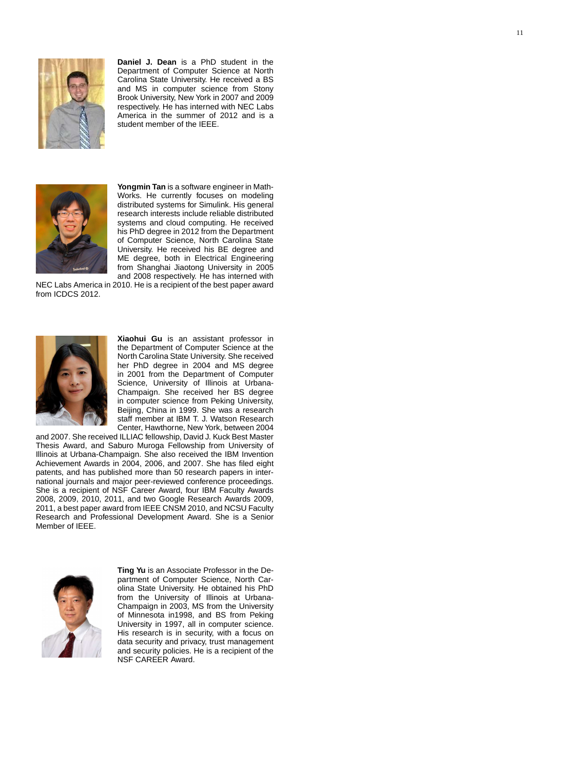**Daniel J. Dean** is a PhD student in the Department of Computer Science at North Carolina State University. He received a BS and MS in computer science from Stony Brook University, New York in 2007 and 2009 respectively. He has interned with NEC Labs America in the summer of 2012 and is a student member of the IEEE.

**Yongmin Tan** is a software engineer in MathWorks. He currently focuses on modeling distributed systems for Simulink. His general research interests include reliable distributed systems and cloud computing. He received his PhD degree in 2012 from the Department of Computer Science, North Carolina State University. He received his BE degree and ME degree, both in Electrical Engineering from Shanghai Jiaotong University in 2005 and 2008 respectively. He has interned with NEC Labs America in 2010. He is a recipient of the best paper award from ICDCS 2012.

**Xiaohui Gu** is an assistant professor in the Department of Computer Science at the North Carolina State University. She received her PhD degree in 2004 and MS degree in 2001 from the Department of Computer Science, University of Illinois at Urbana-Champaign. She received her BS degree in computer science from Peking University, Beijing, China in 1999. She was a research staff member at IBM T. J. Watson Research Center, Hawthorne, New York, between 2004 and 2007. She received ILLIAC fellowship, David J. Kuck Best Master Thesis Award, and Saburo Muroga Fellowship from University of Illinois at Urbana-Champaign. She also received the IBM Invention Achievement Awards in 2004, 2006, and 2007. She has filed eight patents, and has published more than 50 research papers in international journals and major peer-reviewed conference proceedings. She is a recipient of NSF Career Award, four IBM Faculty Awards 2008, 2009, 2010, 2011, and two Google Research Awards 2009, 2011, a best paper award from IEEE CNSM 2010, and NCSU Faculty Research and Professional Development Award. She is a Senior Member of IEEE.

**Ting Yu** is an Associate Professor in the Department of Computer Science, North Carolina State University. He obtained his PhD from the University of Illinois at Urbana-Champaign in 2003, MS from the University of Minnesota in1998, and BS from Peking University in 1997, all in computer science. His research is in security, with a focus on data security and privacy, trust management and security policies. He is a recipient of the NSF CAREER Award.